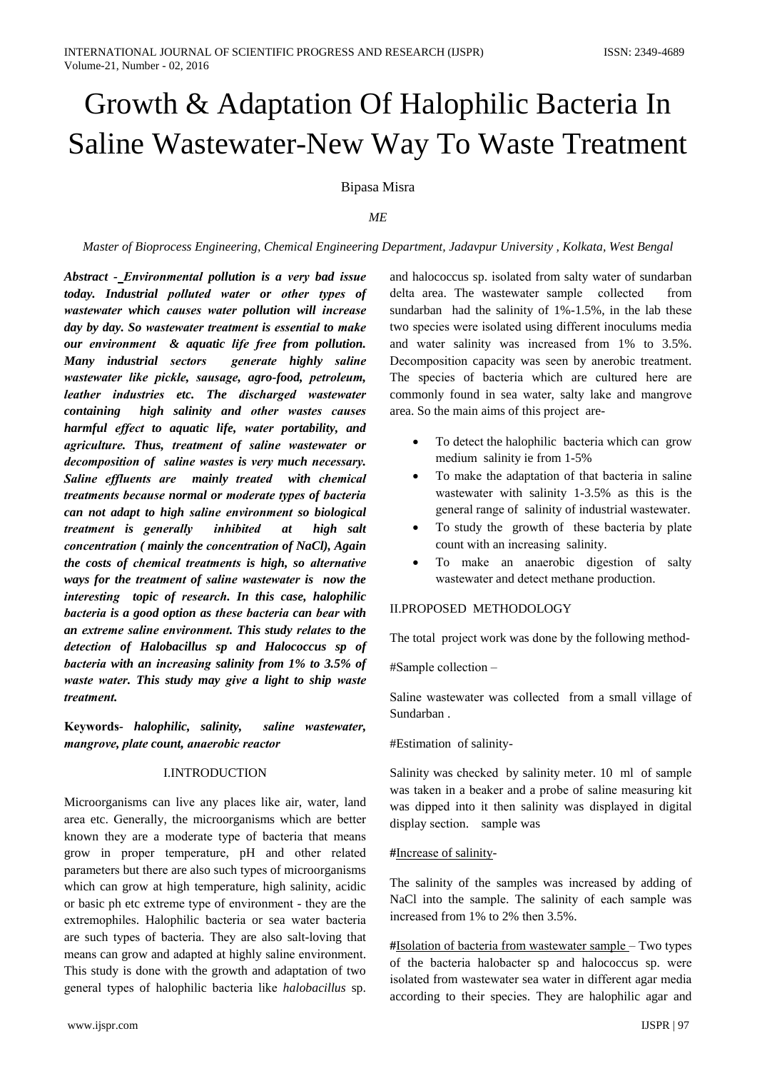# Growth & Adaptation Of Halophilic Bacteria In Saline Wastewater-New Way To Waste Treatment

Bipasa Misra

*ME*

*Master of Bioprocess Engineering, Chemical Engineering Department, Jadavpur University , Kolkata, West Bengal*

***Abstract - Environmental pollution is a very bad issue today. Industrial polluted water or other types of wastewater which causes water pollution will increase day by day. So wastewater treatment is essential to make our environment & aquatic life free from pollution. Many industrial sectors generate highly saline wastewater like pickle, sausage, agro-food, petroleum, leather industries etc. The discharged wastewater containing high salinity and other wastes causes harmful effect to aquatic life, water portability, and agriculture. Thus, treatment of saline wastewater or decomposition of saline wastes is very much necessary. Saline effluents are mainly treated with chemical treatments because normal or moderate types of bacteria can not adapt to high saline environment so biological treatment is generally inhibited at high salt concentration ( mainly the concentration of NaCl), Again the costs of chemical treatments is high, so alternative ways for the treatment of saline wastewater is now the interesting topic of research. In this case, halophilic bacteria is a good option as these bacteria can bear with an extreme saline environment. This study relates to the detection of Halobacillus sp and Halococcus sp of bacteria with an increasing salinity from 1% to 3.5% of waste water. This study may give a light to ship waste treatment.***

**Keywords-** ***halophilic, salinity, saline wastewater, mangrove, plate count, anaerobic reactor***

## I.INTRODUCTION

Microorganisms can live any places like air, water, land area etc. Generally, the microorganisms which are better known they are a moderate type of bacteria that means grow in proper temperature, pH and other related parameters but there are also such types of microorganisms which can grow at high temperature, high salinity, acidic or basic ph etc extreme type of environment - they are the extremophiles. Halophilic bacteria or sea water bacteria are such types of bacteria. They are also salt-loving that means can grow and adapted at highly saline environment. This study is done with the growth and adaptation of two general types of halophilic bacteria like *halobacillus* sp. and halococcus sp. isolated from salty water of sundarban delta area. The wastewater sample collected from sundarban had the salinity of 1%-1.5%, in the lab these two species were isolated using different inoculums media and water salinity was increased from 1% to 3.5%. Decomposition capacity was seen by anerobic treatment. The species of bacteria which are cultured here are commonly found in sea water, salty lake and mangrove area. So the main aims of this project are-

- To detect the halophilic bacteria which can grow medium salinity ie from 1-5%
- To make the adaptation of that bacteria in saline wastewater with salinity 1-3.5% as this is the general range of salinity of industrial wastewater.
- To study the growth of these bacteria by plate count with an increasing salinity.
- To make an anaerobic digestion of salty wastewater and detect methane production.

## II.PROPOSED METHODOLOGY

The total project work was done by the following method-

#Sample collection –

Saline wastewater was collected from a small village of Sundarban .

#Estimation of salinity-

Salinity was checked by salinity meter. 10 ml of sample was taken in a beaker and a probe of saline measuring kit was dipped into it then salinity was displayed in digital display section. sample was

**#**Increase of salinity-

The salinity of the samples was increased by adding of NaCl into the sample. The salinity of each sample was increased from 1% to 2% then 3.5%.

**#**Isolation of bacteria from wastewater sample – Two types of the bacteria halobacter sp and halococcus sp. were isolated from wastewater sea water in different agar media according to their species. They are halophilic agar and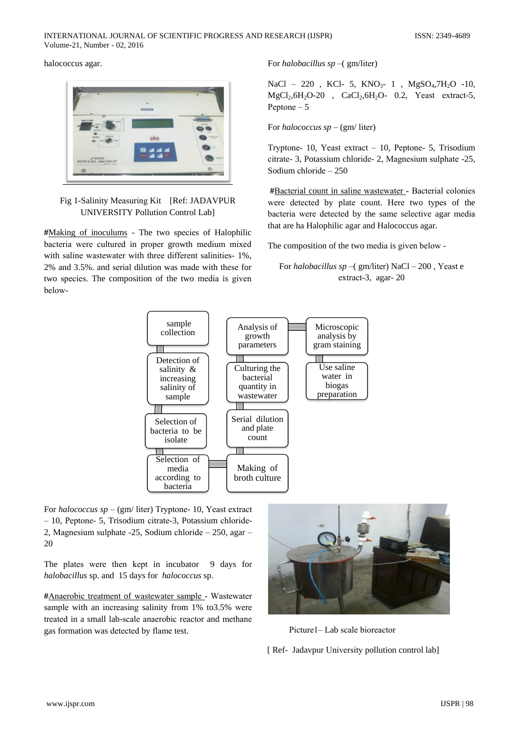halococcus agar.

Fig 1-Salinity Measuring Kit [Ref: JADAVPUR UNIVERSITY Pollution Control Lab]

#Making of inoculums - The two species of Halophilic bacteria were cultured in proper growth medium mixed with saline wastewater with three different salinities- 1%, 2% and 3.5%. and serial dilution was made with these for two species. The composition of the two media is given below-

For *halobacillus sp* –( gm/liter)

NaCl – 220 , KCl- 5, $KNO_3$- 1 , $MgSO_4$,$7H_2O$ -10, $MgCl_2$,$6H_2O$-20 , $CaCl_2$,$6H_2O$- 0.2, Yeast extract-5, Peptone – 5

For *halococcus sp* – (gm/ liter)

Tryptone- 10, Yeast extract – 10, Peptone- 5, Trisodium citrate- 3, Potassium chloride- 2, Magnesium sulphate -25, Sodium chloride – 250

#Bacterial count in saline wastewater - Bacterial colonies were detected by plate count. Here two types of the bacteria were detected by the same selective agar media that are ha Halophilic agar and Halococcus agar.

The composition of the two media is given below -

For *halobacillus sp* –( gm/liter) NaCl – 200 , Yeast e extract-3, agar- 20

sample collection → Detection of salinity & increasing salinity of sample → Selection of bacteria to be isolate → Selection of media according to bacteria → Making of broth culture → Serial dilution and plate count → Culturing the bacterial quantity in wastewater → Analysis of growth parameters → Microscopic analysis by gram staining → Use saline water in biogas preparation

For *halococcus sp* – (gm/ liter) Tryptone- 10, Yeast extract – 10, Peptone- 5, Trisodium citrate-3, Potassium chloride- 2, Magnesium sulphate -25, Sodium chloride – 250, agar – 20

The plates were then kept in incubator 9 days for *halobacillus* sp. and 15 days for *halococcus* sp.

#Anaerobic treatment of wastewater sample - Wastewater sample with an increasing salinity from 1% to3.5% were treated in a small lab-scale anaerobic reactor and methane gas formation was detected by flame test.

Picture1– Lab scale bioreactor

[ Ref- Jadavpur University pollution control lab]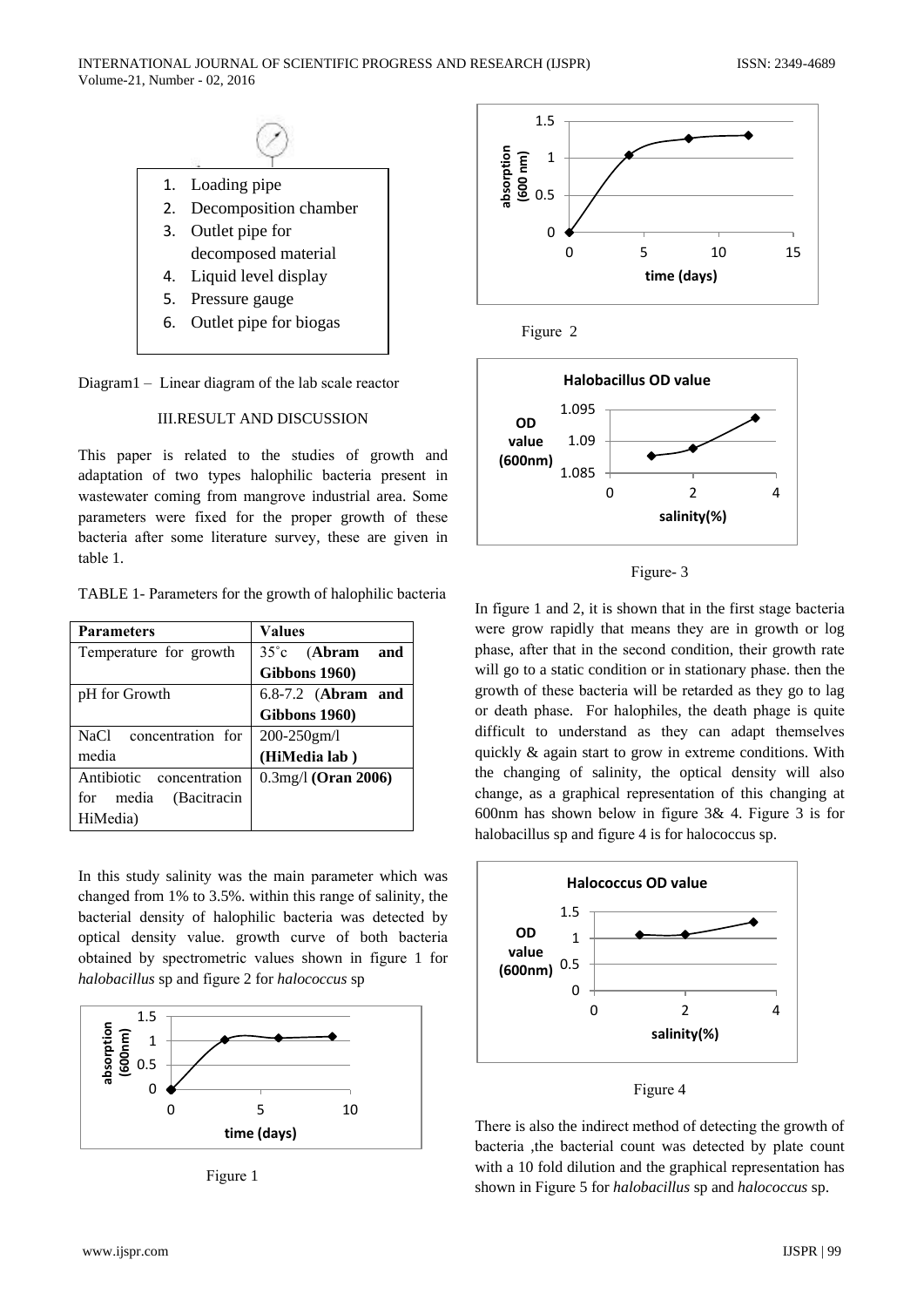1. Loading pipe
2. Decomposition chamber
3. Outlet pipe for decomposed material
4. Liquid level display
5. Pressure gauge
6. Outlet pipe for biogas

Diagram1 – Linear diagram of the lab scale reactor

## III.RESULT AND DISCUSSION

This paper is related to the studies of growth and adaptation of two types halophilic bacteria present in wastewater coming from mangrove industrial area. Some parameters were fixed for the proper growth of these bacteria after some literature survey, these are given in table 1.

TABLE 1- Parameters for the growth of halophilic bacteria

| Parameters | Values |
|---|---|
| Temperature for growth | 35˚c (**Abram and Gibbons 1960)** |
| pH for Growth | 6.8-7.2 (**Abram and Gibbons 1960)** |
| NaCl concentration for media | 200-250gm/l **(HiMedia lab )** |
| Antibiotic concentration for media (Bacitracin HiMedia) | 0.3mg/l **(Oran 2006)** |

In this study salinity was the main parameter which was changed from 1% to 3.5%. within this range of salinity, the bacterial density of halophilic bacteria was detected by optical density value. growth curve of both bacteria obtained by spectrometric values shown in figure 1 for *halobacillus* sp and figure 2 for *halococcus* sp

Figure 1

Figure 2

Figure- 3

In figure 1 and 2, it is shown that in the first stage bacteria were grow rapidly that means they are in growth or log phase, after that in the second condition, their growth rate will go to a static condition or in stationary phase. then the growth of these bacteria will be retarded as they go to lag or death phase. For halophiles, the death phage is quite difficult to understand as they can adapt themselves quickly & again start to grow in extreme conditions. With the changing of salinity, the optical density will also change, as a graphical representation of this changing at 600nm has shown below in figure 3& 4. Figure 3 is for halobacillus sp and figure 4 is for halococcus sp.

Figure 4

There is also the indirect method of detecting the growth of bacteria ,the bacterial count was detected by plate count with a 10 fold dilution and the graphical representation has shown in Figure 5 for *halobacillus* sp and *halococcus* sp.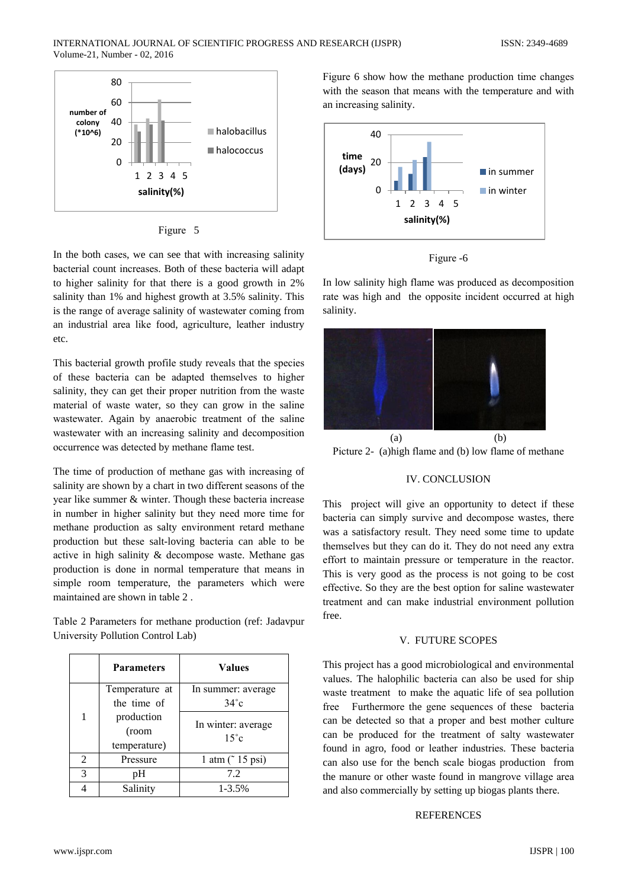Figure 5

In the both cases, we can see that with increasing salinity bacterial count increases. Both of these bacteria will adapt to higher salinity for that there is a good growth in 2% salinity than 1% and highest growth at 3.5% salinity. This is the range of average salinity of wastewater coming from an industrial area like food, agriculture, leather industry etc.

This bacterial growth profile study reveals that the species of these bacteria can be adapted themselves to higher salinity, they can get their proper nutrition from the waste material of waste water, so they can grow in the saline wastewater. Again by anaerobic treatment of the saline wastewater with an increasing salinity and decomposition occurrence was detected by methane flame test.

The time of production of methane gas with increasing of salinity are shown by a chart in two different seasons of the year like summer & winter. Though these bacteria increase in number in higher salinity but they need more time for methane production as salty environment retard methane production but these salt-loving bacteria can able to be active in high salinity & decompose waste. Methane gas production is done in normal temperature that means in simple room temperature, the parameters which were maintained are shown in table 2 .

Table 2 Parameters for methane production (ref: Jadavpur University Pollution Control Lab)

| | Parameters | Values |
|---|---|---|
| 1 | Temperature at the time of production (room temperature) | In summer: average 34˚c |
| | | In winter: average 15˚c |
| 2 | Pressure | 1 atm (˜ 15 psi) |
| 3 | pH | 7.2 |
| 4 | Salinity | 1-3.5% |

Figure 6 show how the methane production time changes with the season that means with the temperature and with an increasing salinity.

Figure -6

In low salinity high flame was produced as decomposition rate was high and the opposite incident occurred at high salinity.

(a) (b)

Picture 2- (a)high flame and (b) low flame of methane

## IV. CONCLUSION

This project will give an opportunity to detect if these bacteria can simply survive and decompose wastes, there was a satisfactory result. They need some time to update themselves but they can do it. They do not need any extra effort to maintain pressure or temperature in the reactor. This is very good as the process is not going to be cost effective. So they are the best option for saline wastewater treatment and can make industrial environment pollution free.

## V. FUTURE SCOPES

This project has a good microbiological and environmental values. The halophilic bacteria can also be used for ship waste treatment to make the aquatic life of sea pollution free Furthermore the gene sequences of these bacteria can be detected so that a proper and best mother culture can be produced for the treatment of salty wastewater found in agro, food or leather industries. These bacteria can also use for the bench scale biogas production from the manure or other waste found in mangrove village area and also commercially by setting up biogas plants there.

## REFERENCES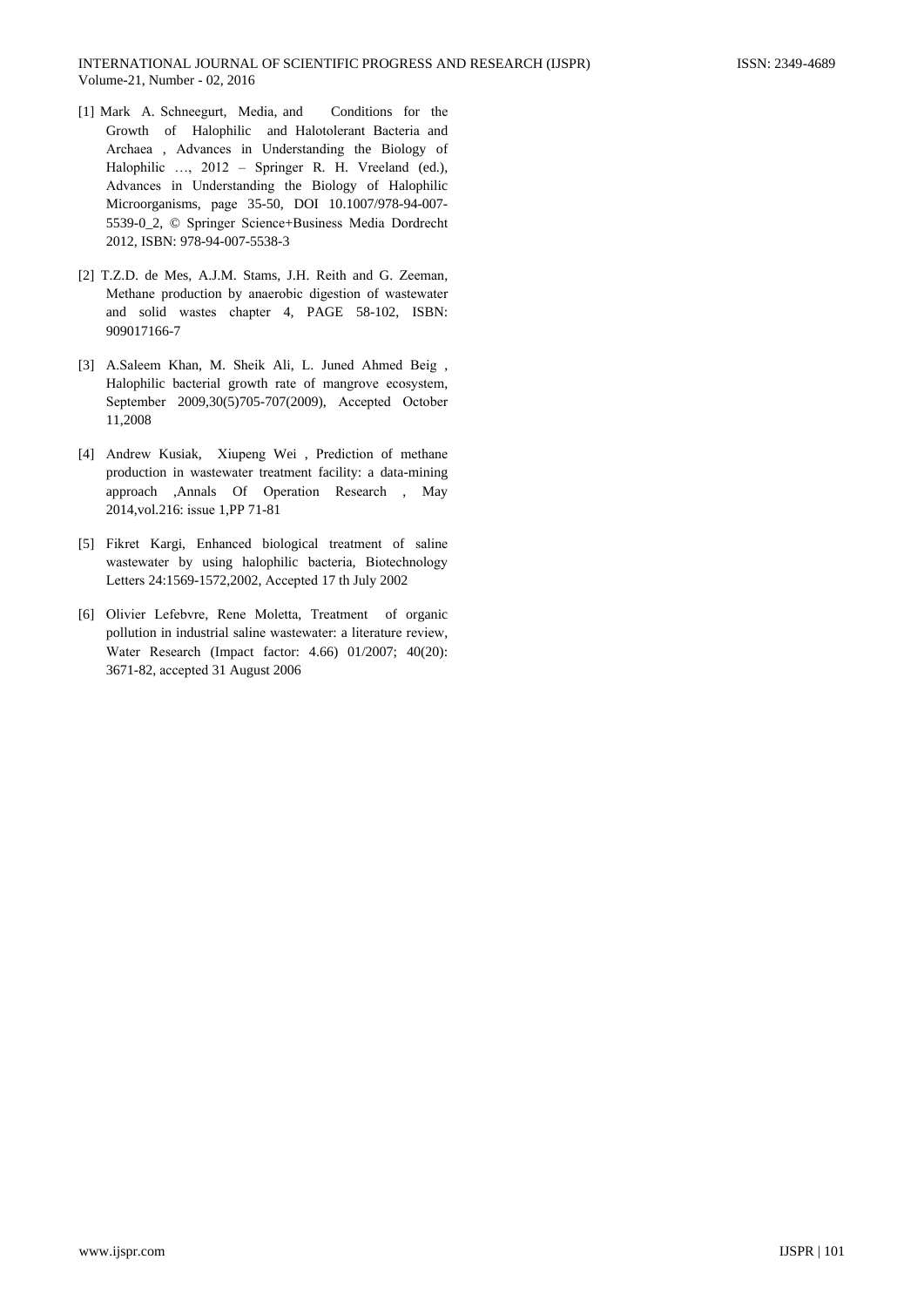[1] Mark A. Schneegurt, Media, and Conditions for the Growth of Halophilic and Halotolerant Bacteria and Archaea , Advances in Understanding the Biology of Halophilic …, 2012 – Springer R. H. Vreeland (ed.), Advances in Understanding the Biology of Halophilic Microorganisms, page 35-50, DOI 10.1007/978-94-007-5539-0_2, © Springer Science+Business Media Dordrecht 2012, ISBN: 978-94-007-5538-3

[2] T.Z.D. de Mes, A.J.M. Stams, J.H. Reith and G. Zeeman, Methane production by anaerobic digestion of wastewater and solid wastes chapter 4, PAGE 58-102, ISBN: 909017166-7

[3] A.Saleem Khan, M. Sheik Ali, L. Juned Ahmed Beig , Halophilic bacterial growth rate of mangrove ecosystem, September 2009,30(5)705-707(2009), Accepted October 11,2008

[4] Andrew Kusiak, Xiupeng Wei , Prediction of methane production in wastewater treatment facility: a data-mining approach ,Annals Of Operation Research , May 2014,vol.216: issue 1,PP 71-81

[5] Fikret Kargi, Enhanced biological treatment of saline wastewater by using halophilic bacteria, Biotechnology Letters 24:1569-1572,2002, Accepted 17 th July 2002

[6] Olivier Lefebvre, Rene Moletta, Treatment of organic pollution in industrial saline wastewater: a literature review, Water Research (Impact factor: 4.66) 01/2007; 40(20): 3671-82, accepted 31 August 2006